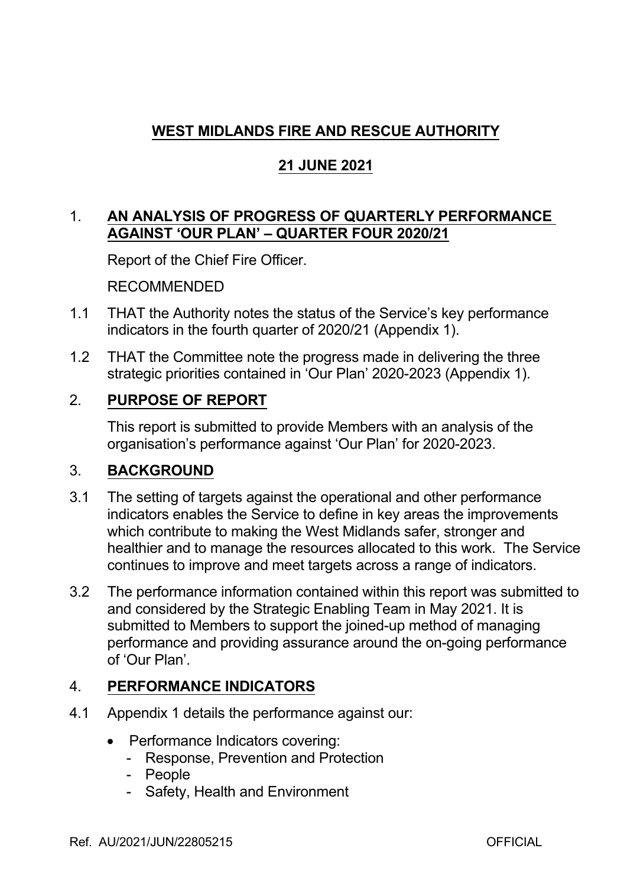# WEST MIDLANDS FIRE AND RESCUE AUTHORITY

## 21 JUNE 2021

## 1. AN ANALYSIS OF PROGRESS OF QUARTERLY PERFORMANCE AGAINST 'OUR PLAN' – QUARTER FOUR 2020/21

Report of the Chief Fire Officer.

RECOMMENDED

1.1 THAT the Authority notes the status of the Service's key performance indicators in the fourth quarter of 2020/21 (Appendix 1).

1.2 THAT the Committee note the progress made in delivering the three strategic priorities contained in 'Our Plan' 2020-2023 (Appendix 1).

## 2. PURPOSE OF REPORT

This report is submitted to provide Members with an analysis of the organisation's performance against 'Our Plan' for 2020-2023.

## 3. BACKGROUND

3.1 The setting of targets against the operational and other performance indicators enables the Service to define in key areas the improvements which contribute to making the West Midlands safer, stronger and healthier and to manage the resources allocated to this work. The Service continues to improve and meet targets across a range of indicators.

3.2 The performance information contained within this report was submitted to and considered by the Strategic Enabling Team in May 2021. It is submitted to Members to support the joined-up method of managing performance and providing assurance around the on-going performance of 'Our Plan'.

## 4. PERFORMANCE INDICATORS

4.1 Appendix 1 details the performance against our:

- Performance Indicators covering:
  - Response, Prevention and Protection
  - People
  - Safety, Health and Environment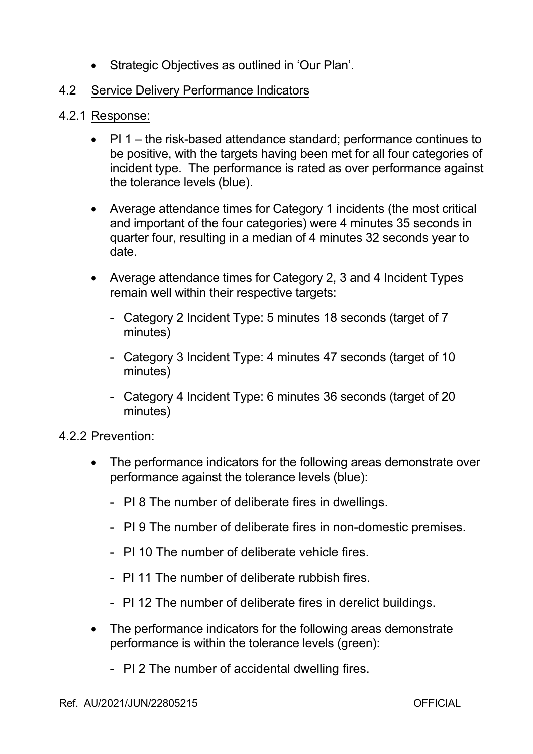- Strategic Objectives as outlined in 'Our Plan'.

### 4.2 Service Delivery Performance Indicators

#### 4.2.1 Response:

- PI 1 – the risk-based attendance standard; performance continues to be positive, with the targets having been met for all four categories of incident type. The performance is rated as over performance against the tolerance levels (blue).

- Average attendance times for Category 1 incidents (the most critical and important of the four categories) were 4 minutes 35 seconds in quarter four, resulting in a median of 4 minutes 32 seconds year to date.

- Average attendance times for Category 2, 3 and 4 Incident Types remain well within their respective targets:

  - Category 2 Incident Type: 5 minutes 18 seconds (target of 7 minutes)

  - Category 3 Incident Type: 4 minutes 47 seconds (target of 10 minutes)

  - Category 4 Incident Type: 6 minutes 36 seconds (target of 20 minutes)

#### 4.2.2 Prevention:

- The performance indicators for the following areas demonstrate over performance against the tolerance levels (blue):

  - PI 8 The number of deliberate fires in dwellings.

  - PI 9 The number of deliberate fires in non-domestic premises.

  - PI 10 The number of deliberate vehicle fires.

  - PI 11 The number of deliberate rubbish fires.

  - PI 12 The number of deliberate fires in derelict buildings.

- The performance indicators for the following areas demonstrate performance is within the tolerance levels (green):

  - PI 2 The number of accidental dwelling fires.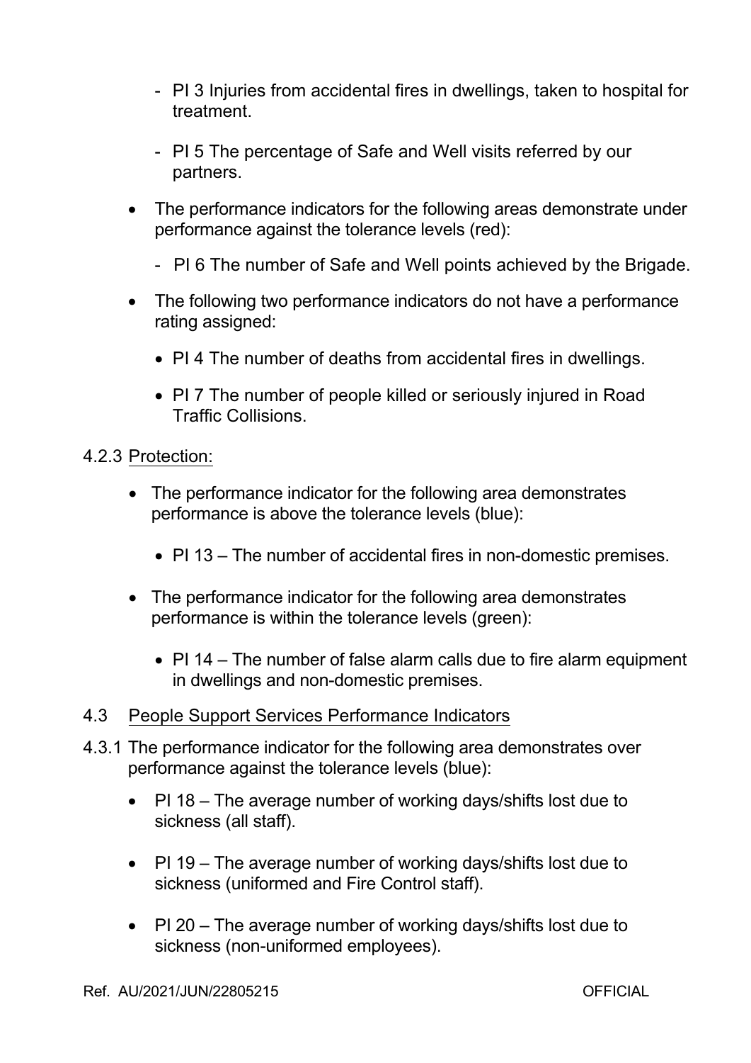- PI 3 Injuries from accidental fires in dwellings, taken to hospital for treatment.

  - PI 5 The percentage of Safe and Well visits referred by our partners.

- The performance indicators for the following areas demonstrate under performance against the tolerance levels (red):

  - PI 6 The number of Safe and Well points achieved by the Brigade.

- The following two performance indicators do not have a performance rating assigned:

  - PI 4 The number of deaths from accidental fires in dwellings.

  - PI 7 The number of people killed or seriously injured in Road Traffic Collisions.

4.2.3 Protection:

- The performance indicator for the following area demonstrates performance is above the tolerance levels (blue):

  - PI 13 – The number of accidental fires in non-domestic premises.

- The performance indicator for the following area demonstrates performance is within the tolerance levels (green):

  - PI 14 – The number of false alarm calls due to fire alarm equipment in dwellings and non-domestic premises.

4.3 People Support Services Performance Indicators

4.3.1 The performance indicator for the following area demonstrates over performance against the tolerance levels (blue):

- PI 18 – The average number of working days/shifts lost due to sickness (all staff).

- PI 19 – The average number of working days/shifts lost due to sickness (uniformed and Fire Control staff).

- PI 20 – The average number of working days/shifts lost due to sickness (non-uniformed employees).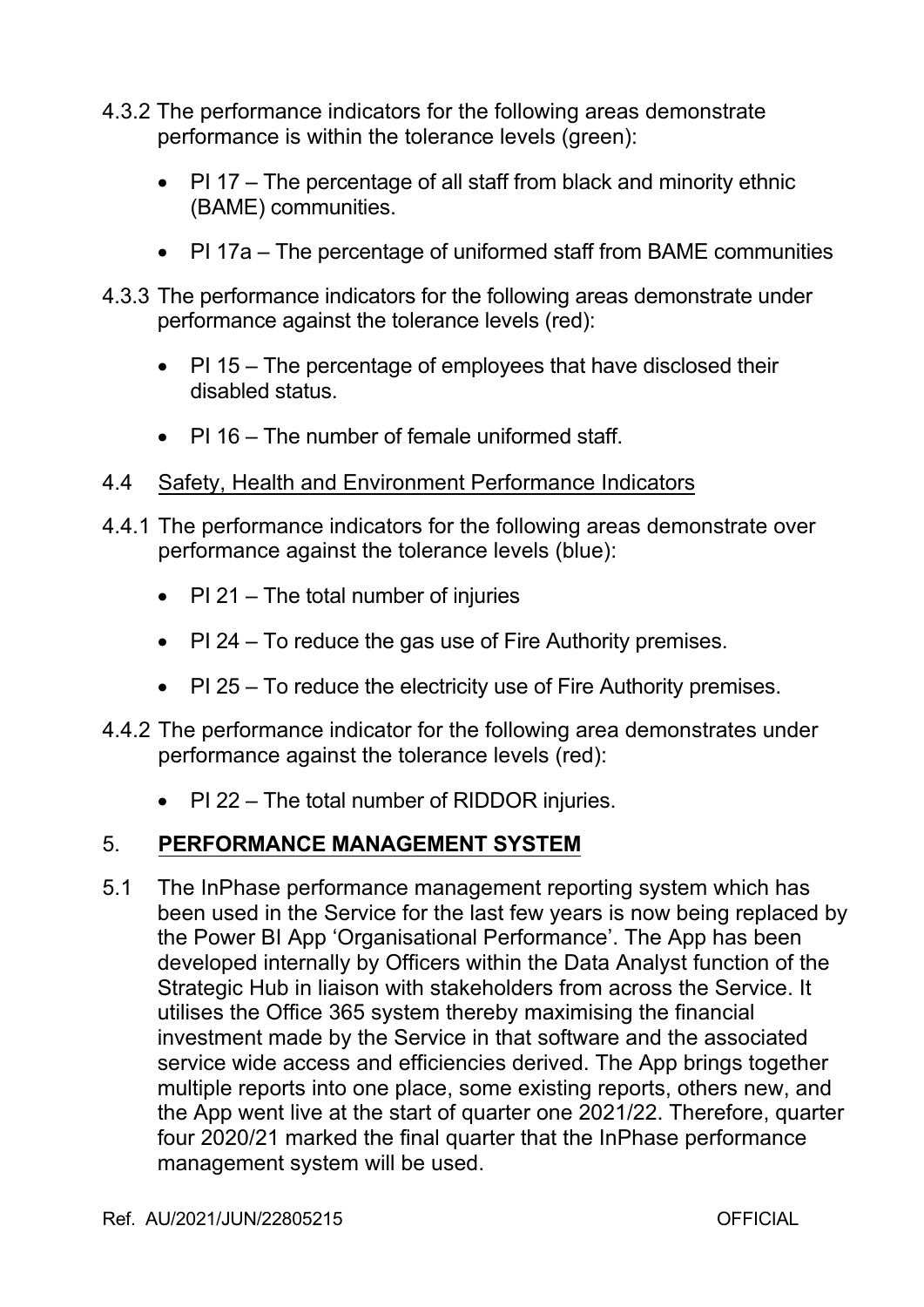4.3.2 The performance indicators for the following areas demonstrate performance is within the tolerance levels (green):

- PI 17 – The percentage of all staff from black and minority ethnic (BAME) communities.
- PI 17a – The percentage of uniformed staff from BAME communities

4.3.3 The performance indicators for the following areas demonstrate under performance against the tolerance levels (red):

- PI 15 – The percentage of employees that have disclosed their disabled status.
- PI 16 – The number of female uniformed staff.

4.4 Safety, Health and Environment Performance Indicators

4.4.1 The performance indicators for the following areas demonstrate over performance against the tolerance levels (blue):

- PI 21 – The total number of injuries
- PI 24 – To reduce the gas use of Fire Authority premises.
- PI 25 – To reduce the electricity use of Fire Authority premises.

4.4.2 The performance indicator for the following area demonstrates under performance against the tolerance levels (red):

- PI 22 – The total number of RIDDOR injuries.

## 5. PERFORMANCE MANAGEMENT SYSTEM

5.1 The InPhase performance management reporting system which has been used in the Service for the last few years is now being replaced by the Power BI App 'Organisational Performance'. The App has been developed internally by Officers within the Data Analyst function of the Strategic Hub in liaison with stakeholders from across the Service. It utilises the Office 365 system thereby maximising the financial investment made by the Service in that software and the associated service wide access and efficiencies derived. The App brings together multiple reports into one place, some existing reports, others new, and the App went live at the start of quarter one 2021/22. Therefore, quarter four 2020/21 marked the final quarter that the InPhase performance management system will be used.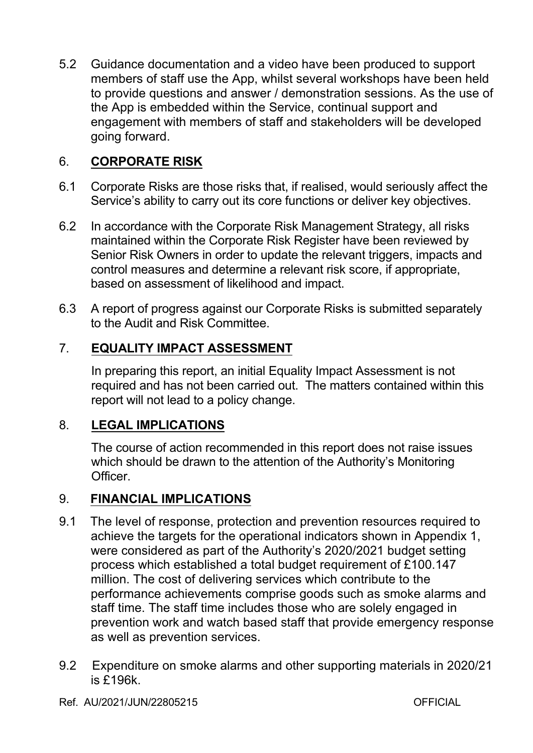5.2 Guidance documentation and a video have been produced to support members of staff use the App, whilst several workshops have been held to provide questions and answer / demonstration sessions. As the use of the App is embedded within the Service, continual support and engagement with members of staff and stakeholders will be developed going forward.

## 6. CORPORATE RISK

6.1 Corporate Risks are those risks that, if realised, would seriously affect the Service's ability to carry out its core functions or deliver key objectives.

6.2 In accordance with the Corporate Risk Management Strategy, all risks maintained within the Corporate Risk Register have been reviewed by Senior Risk Owners in order to update the relevant triggers, impacts and control measures and determine a relevant risk score, if appropriate, based on assessment of likelihood and impact.

6.3 A report of progress against our Corporate Risks is submitted separately to the Audit and Risk Committee.

## 7. EQUALITY IMPACT ASSESSMENT

In preparing this report, an initial Equality Impact Assessment is not required and has not been carried out. The matters contained within this report will not lead to a policy change.

## 8. LEGAL IMPLICATIONS

The course of action recommended in this report does not raise issues which should be drawn to the attention of the Authority's Monitoring Officer.

## 9. FINANCIAL IMPLICATIONS

9.1 The level of response, protection and prevention resources required to achieve the targets for the operational indicators shown in Appendix 1, were considered as part of the Authority's 2020/2021 budget setting process which established a total budget requirement of £100.147 million. The cost of delivering services which contribute to the performance achievements comprise goods such as smoke alarms and staff time. The staff time includes those who are solely engaged in prevention work and watch based staff that provide emergency response as well as prevention services.

9.2 Expenditure on smoke alarms and other supporting materials in 2020/21 is £196k.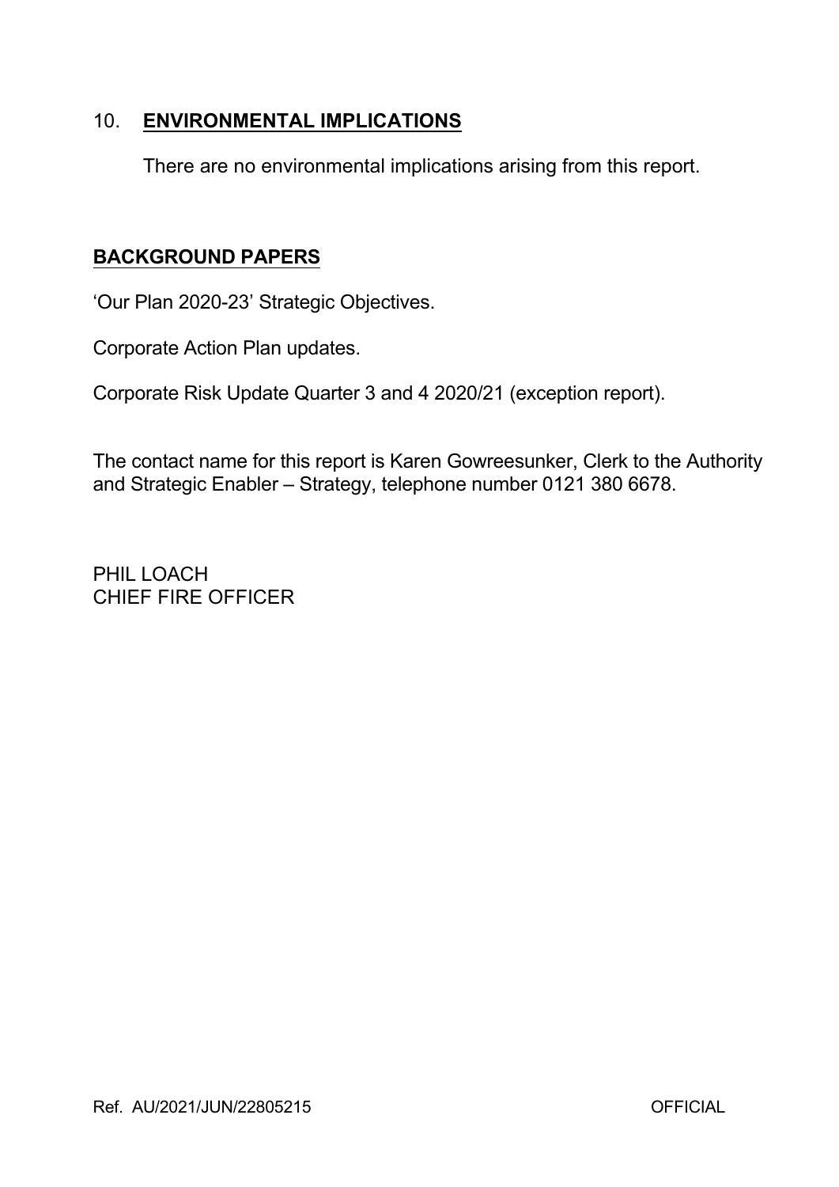## 10. **ENVIRONMENTAL IMPLICATIONS**

There are no environmental implications arising from this report.

## **BACKGROUND PAPERS**

'Our Plan 2020-23' Strategic Objectives.

Corporate Action Plan updates.

Corporate Risk Update Quarter 3 and 4 2020/21 (exception report).

The contact name for this report is Karen Gowreesunker, Clerk to the Authority and Strategic Enabler – Strategy, telephone number 0121 380 6678.

PHIL LOACH
CHIEF FIRE OFFICER